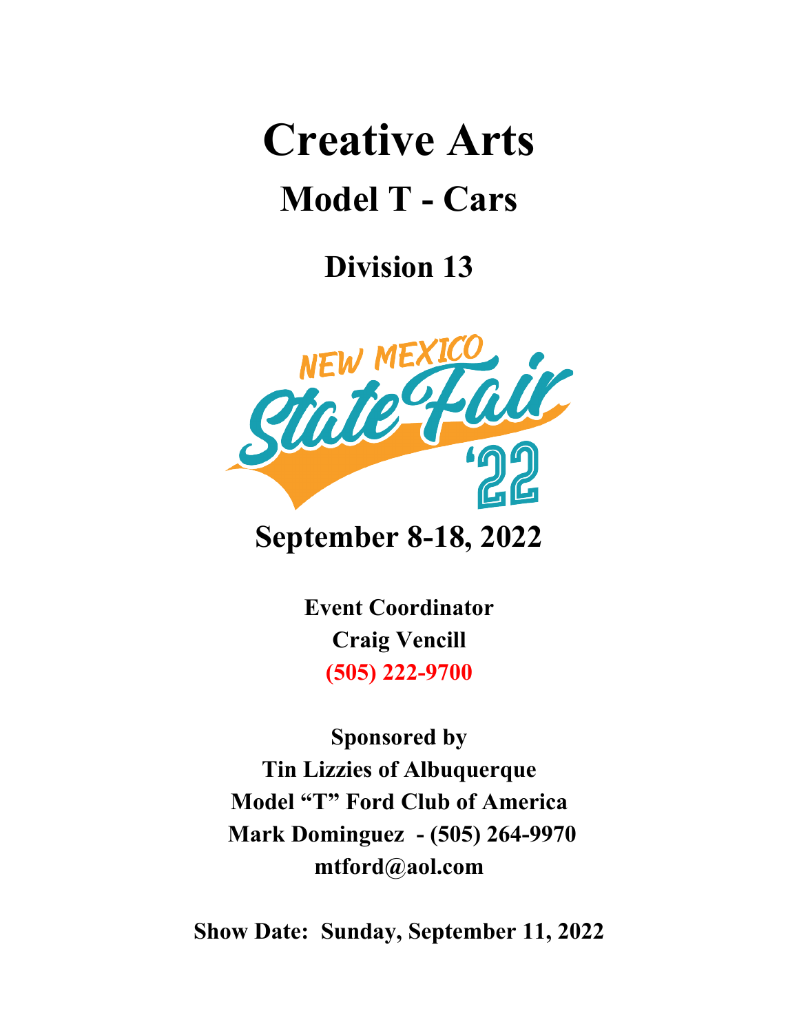# Creative Arts

## Model T - Cars

## Division 13

NEW MEXICO State Fair '22

**September 8-18, 2022**

**Event Coordinator**
**Craig Vencill**
**(505) 222-9700**

**Sponsored by**
**Tin Lizzies of Albuquerque**
**Model "T" Ford Club of America**
**Mark Dominguez - (505) 264-9970**
**mtford@aol.com**

**Show Date: Sunday, September 11, 2022**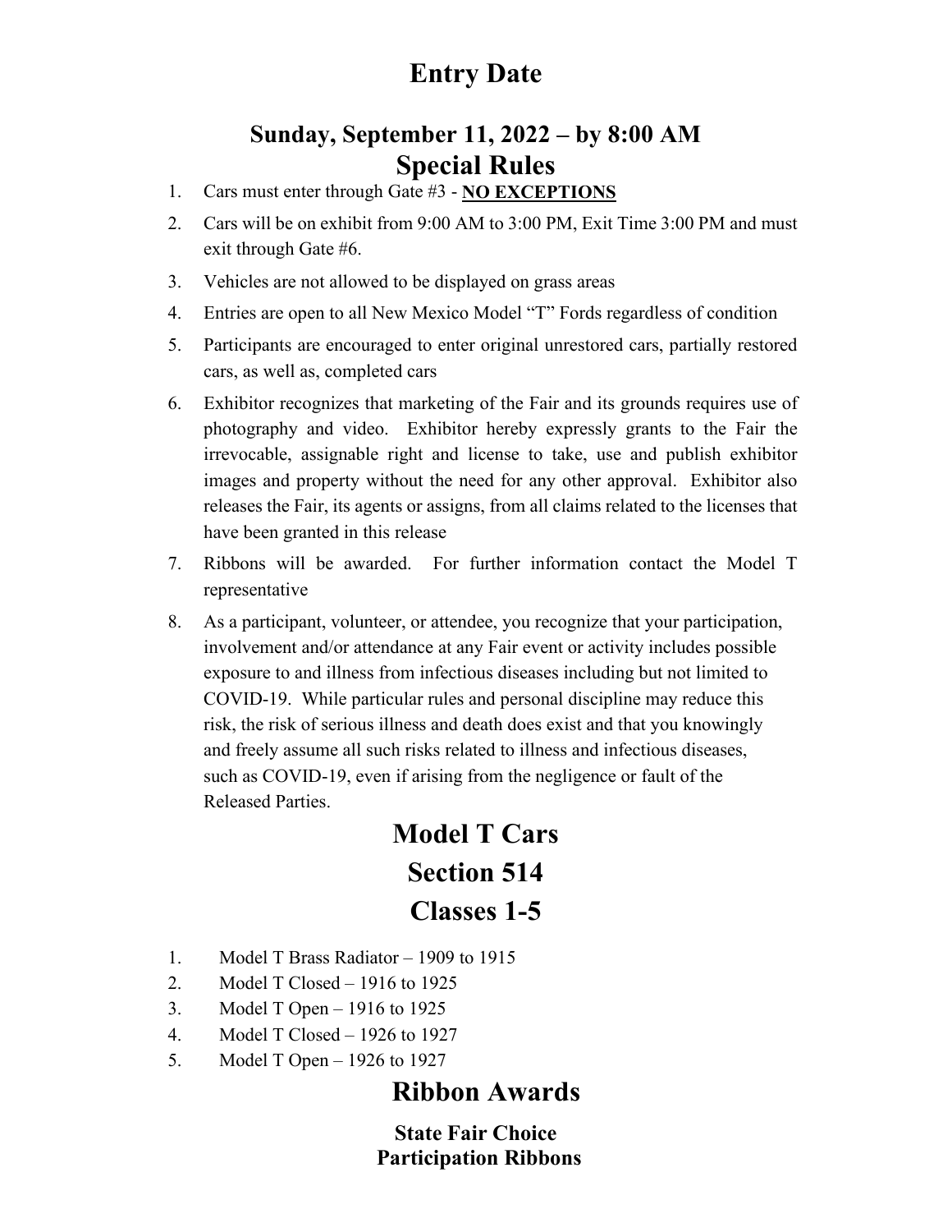# Entry Date

## Sunday, September 11, 2022 – by 8:00 AM

# Special Rules

1. Cars must enter through Gate #3 - **NO EXCEPTIONS**
2. Cars will be on exhibit from 9:00 AM to 3:00 PM, Exit Time 3:00 PM and must exit through Gate #6.
3. Vehicles are not allowed to be displayed on grass areas
4. Entries are open to all New Mexico Model "T" Fords regardless of condition
5. Participants are encouraged to enter original unrestored cars, partially restored cars, as well as, completed cars
6. Exhibitor recognizes that marketing of the Fair and its grounds requires use of photography and video. Exhibitor hereby expressly grants to the Fair the irrevocable, assignable right and license to take, use and publish exhibitor images and property without the need for any other approval. Exhibitor also releases the Fair, its agents or assigns, from all claims related to the licenses that have been granted in this release
7. Ribbons will be awarded. For further information contact the Model T representative
8. As a participant, volunteer, or attendee, you recognize that your participation, involvement and/or attendance at any Fair event or activity includes possible exposure to and illness from infectious diseases including but not limited to COVID-19. While particular rules and personal discipline may reduce this risk, the risk of serious illness and death does exist and that you knowingly and freely assume all such risks related to illness and infectious diseases, such as COVID-19, even if arising from the negligence or fault of the Released Parties.

# Model T Cars

# Section 514

# Classes 1-5

1. Model T Brass Radiator – 1909 to 1915
2. Model T Closed – 1916 to 1925
3. Model T Open – 1916 to 1925
4. Model T Closed – 1926 to 1927
5. Model T Open – 1926 to 1927

# Ribbon Awards

**State Fair Choice**
**Participation Ribbons**